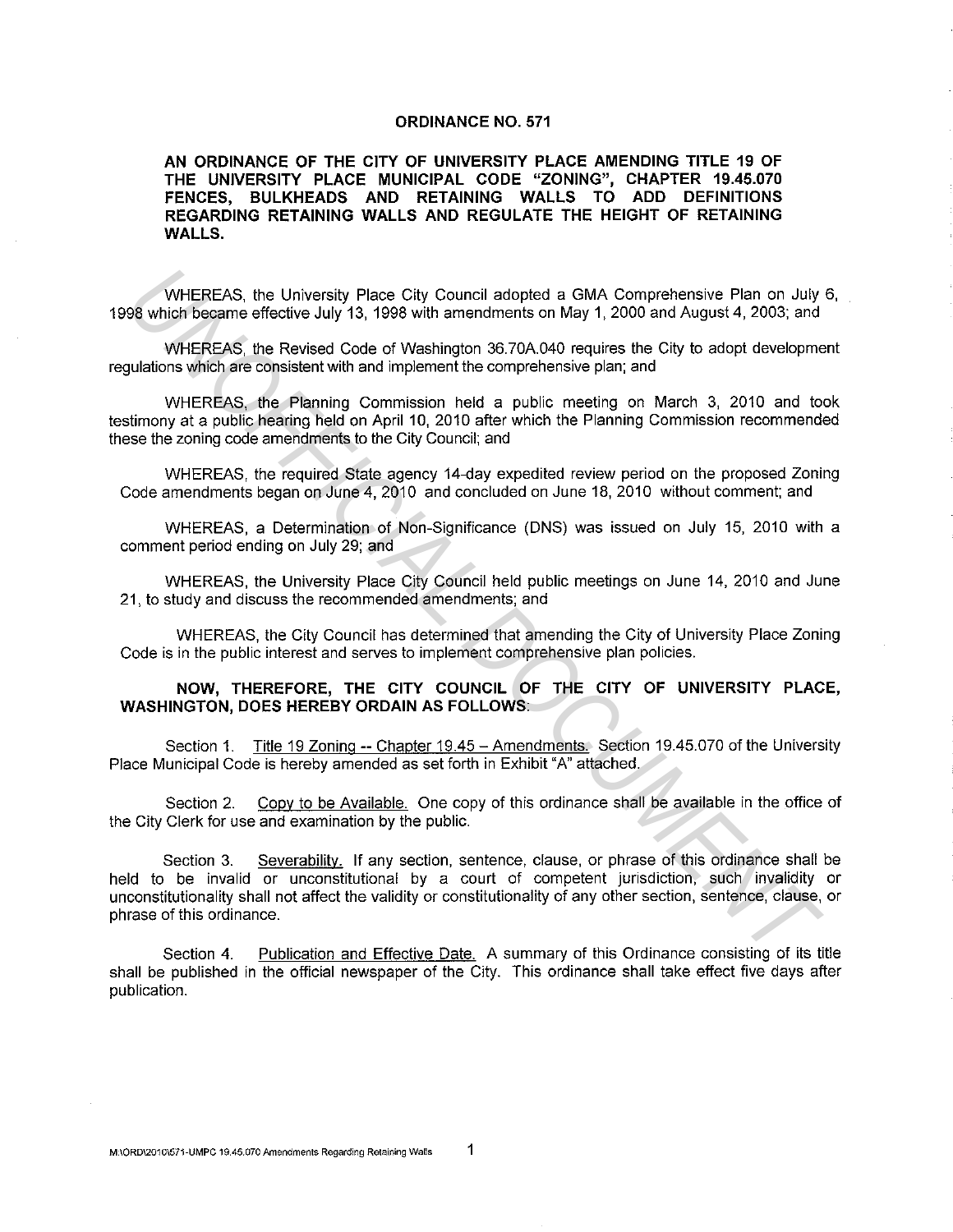# ORDINANCE NO. 571

**AN ORDINANCE OF THE CITY OF UNIVERSITY PLACE AMENDING TITLE 19 OF THE UNIVERSITY PLACE MUNICIPAL CODE "ZONING", CHAPTER 19.45.070 FENCES, BULKHEADS AND RETAINING WALLS TO ADD DEFINITIONS REGARDING RETAINING WALLS AND REGULATE THE HEIGHT OF RETAINING WALLS.**

WHEREAS, the University Place City Council adopted a GMA Comprehensive Plan on July 6, 1998 which became effective July 13, 1998 with amendments on May 1, 2000 and August 4, 2003; and

WHEREAS, the Revised Code of Washington 36.70A.040 requires the City to adopt development regulations which are consistent with and implement the comprehensive plan; and

WHEREAS, the Planning Commission held a public meeting on March 3, 2010 and took testimony at a public hearing held on April 10, 2010 after which the Planning Commission recommended these the zoning code amendments to the City Council; and

WHEREAS, the required State agency 14-day expedited review period on the proposed Zoning Code amendments began on June 4, 2010 and concluded on June 18, 2010 without comment; and

WHEREAS, a Determination of Non-Significance (DNS) was issued on July 15, 2010 with a comment period ending on July 29; and

WHEREAS, the University Place City Council held public meetings on June 14, 2010 and June 21, to study and discuss the recommended amendments; and

WHEREAS, the City Council has determined that amending the City of University Place Zoning Code is in the public interest and serves to implement comprehensive plan policies.

**NOW, THEREFORE, THE CITY COUNCIL OF THE CITY OF UNIVERSITY PLACE, WASHINGTON, DOES HEREBY ORDAIN AS FOLLOWS:**

Section 1. Title 19 Zoning -- Chapter 19.45 – Amendments. Section 19.45.070 of the University Place Municipal Code is hereby amended as set forth in Exhibit "A" attached.

Section 2. Copy to be Available. One copy of this ordinance shall be available in the office of the City Clerk for use and examination by the public.

Section 3. Severability. If any section, sentence, clause, or phrase of this ordinance shall be held to be invalid or unconstitutional by a court of competent jurisdiction, such invalidity or unconstitutionality shall not affect the validity or constitutionality of any other section, sentence, clause, or phrase of this ordinance.

Section 4. Publication and Effective Date. A summary of this Ordinance consisting of its title shall be published in the official newspaper of the City. This ordinance shall take effect five days after publication.

M:\ORD\2010\571-UMPC 19.45.070 Amendments Regarding Retaining Walls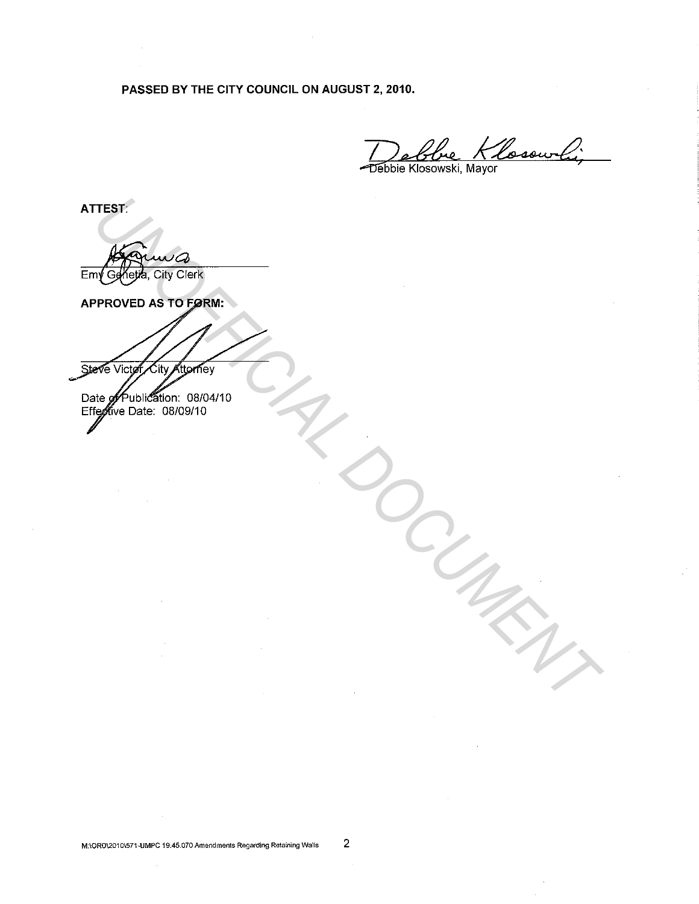**PASSED BY THE CITY COUNCIL ON AUGUST 2, 2010.**

Debbie Klosowski, Mayor

**ATTEST:**

Emy Genetia, City Clerk

**APPROVED AS TO FORM:**

Steve Victor, City Attorney

Date of Publication: 08/04/10
Effective Date: 08/09/10

UNOFFICIAL DOCUMENT

M:\ORD\2010\571-UMPC 19.45.070 Amendments Regarding Retaining Walls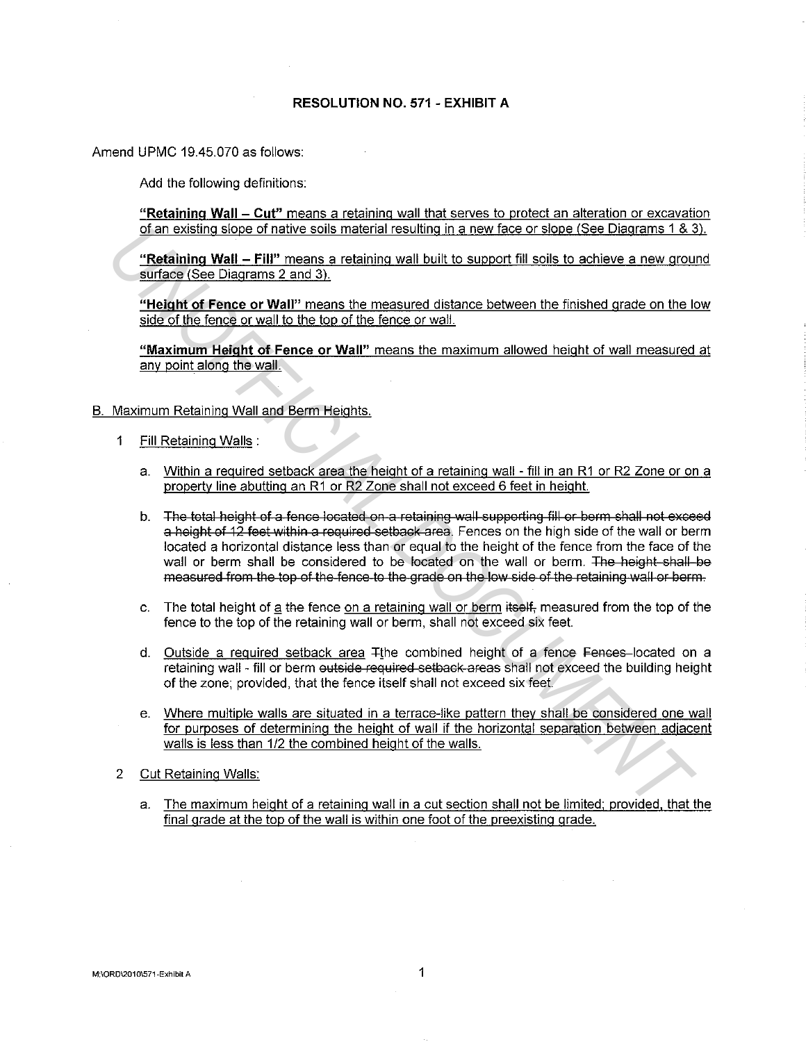**RESOLUTION NO. 571 - EXHIBIT A**

Amend UPMC 19.45.070 as follows:

Add the following definitions:

**"Retaining Wall – Cut"** means a retaining wall that serves to protect an alteration or excavation of an existing slope of native soils material resulting in a new face or slope (See Diagrams 1 & 3).

**"Retaining Wall – Fill"** means a retaining wall built to support fill soils to achieve a new ground surface (See Diagrams 2 and 3).

**"Height of Fence or Wall"** means the measured distance between the finished grade on the low side of the fence or wall to the top of the fence or wall.

**"Maximum Height of Fence or Wall"** means the maximum allowed height of wall measured at any point along the wall.

B. Maximum Retaining Wall and Berm Heights.

1. Fill Retaining Walls :

   a. Within a required setback area the height of a retaining wall - fill in an R1 or R2 Zone or on a property line abutting an R1 or R2 Zone shall not exceed 6 feet in height.

   b. ~~The total height of a fence located on a retaining wall supporting fill or berm shall not exceed a height of 12 feet within a required setback area.~~ Fences on the high side of the wall or berm located a horizontal distance less than or equal to the height of the fence from the face of the wall or berm shall be considered to be located on the wall or berm. ~~The height shall be measured from the top of the fence to the grade on the low side of the retaining wall or berm.~~

   c. The total height of a ~~the~~ fence on a retaining wall or berm ~~itself,~~ measured from the top of the fence to the top of the retaining wall or berm, shall not exceed six feet.

   d. Outside a required setback area ~~T~~the combined height of a fence ~~Fences~~ located on a retaining wall - fill or berm ~~outside required setback areas~~ shall not exceed the building height of the zone; provided, that the fence itself shall not exceed six feet.

   e. Where multiple walls are situated in a terrace-like pattern they shall be considered one wall for purposes of determining the height of wall if the horizontal separation between adjacent walls is less than 1/2 the combined height of the walls.

2. Cut Retaining Walls:

   a. The maximum height of a retaining wall in a cut section shall not be limited; provided, that the final grade at the top of the wall is within one foot of the preexisting grade.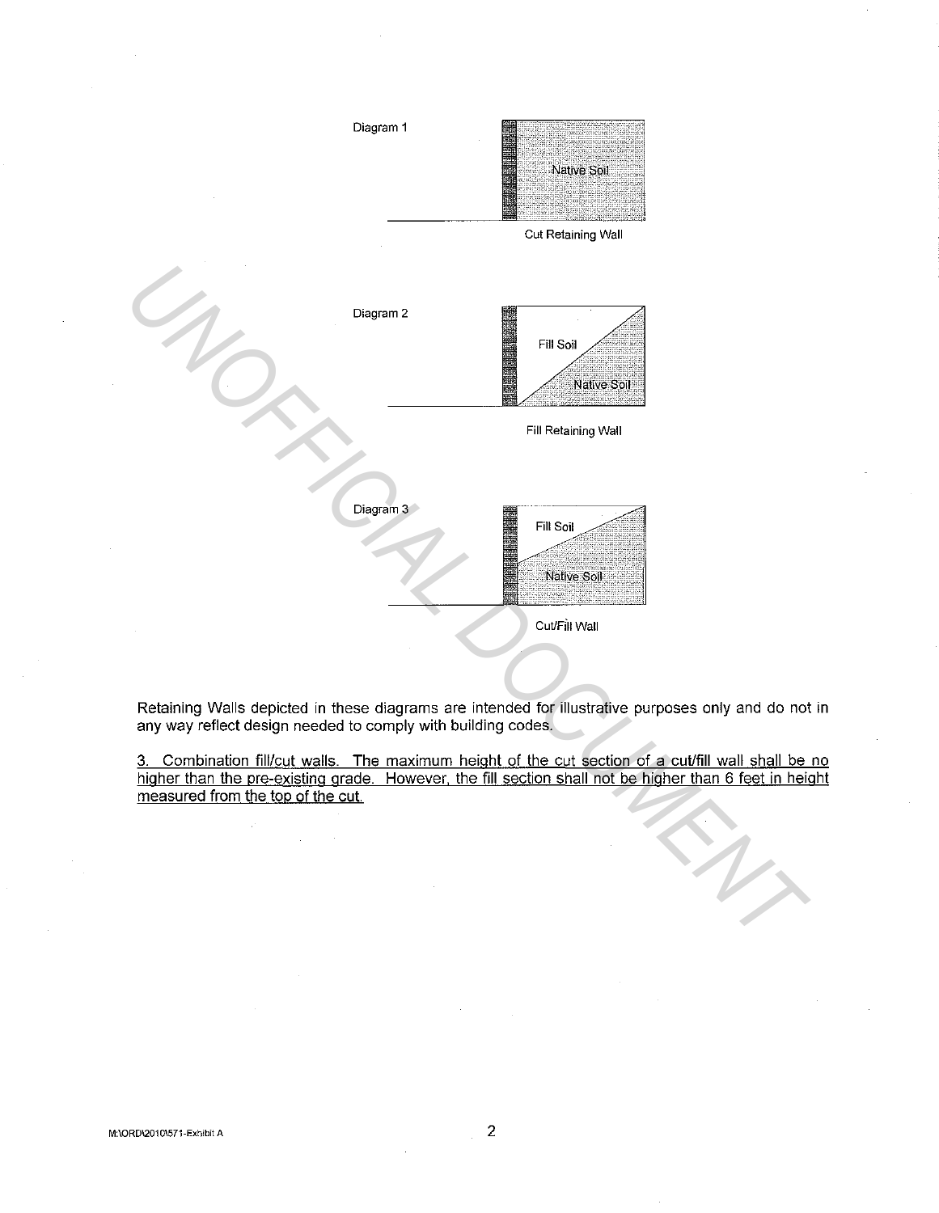Diagram 1

Native Soil

Cut Retaining Wall

Diagram 2

Fill Soil

Native Soil

Fill Retaining Wall

Diagram 3

Fill Soil

Native Soil

Cut/Fill Wall

Retaining Walls depicted in these diagrams are intended for illustrative purposes only and do not in any way reflect design needed to comply with building codes.

<u>3. Combination fill/cut walls. The maximum height of the cut section of a cut/fill wall shall be no higher than the pre-existing grade. However, the fill section shall not be higher than 6 feet in height measured from the top of the cut.</u>

M:\ORD\2010\571-Exhibit A